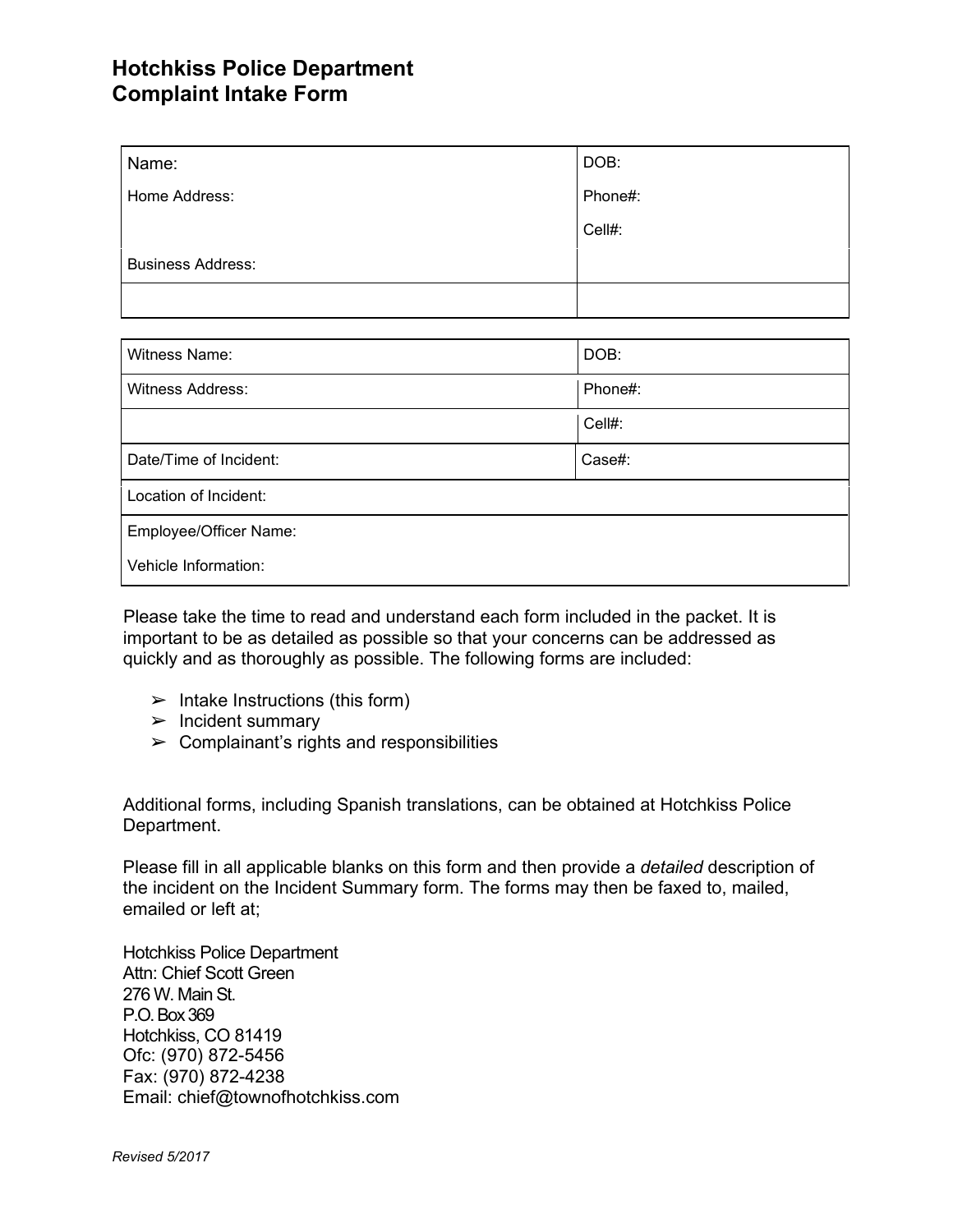# Hotchkiss Police Department
# Complaint Intake Form

| | |
|---|---|
| Name: | DOB: |
| Home Address: | Phone#: |
| | Cell#: |
| Business Address: | |
| | |

| | |
|---|---|
| Witness Name: | DOB: |
| Witness Address: | Phone#: |
| | Cell#: |
| Date/Time of Incident: | Case#: |
| Location of Incident: | |
| Employee/Officer Name: | |
| Vehicle Information: | |

Please take the time to read and understand each form included in the packet. It is important to be as detailed as possible so that your concerns can be addressed as quickly and as thoroughly as possible. The following forms are included:

- Intake Instructions (this form)
- Incident summary
- Complainant's rights and responsibilities

Additional forms, including Spanish translations, can be obtained at Hotchkiss Police Department.

Please fill in all applicable blanks on this form and then provide a *detailed* description of the incident on the Incident Summary form. The forms may then be faxed to, mailed, emailed or left at;

Hotchkiss Police Department
Attn: Chief Scott Green
276 W. Main St.
P.O. Box 369
Hotchkiss, CO 81419
Ofc: (970) 872-5456
Fax: (970) 872-4238
Email: chief@townofhotchkiss.com

*Revised 5/2017*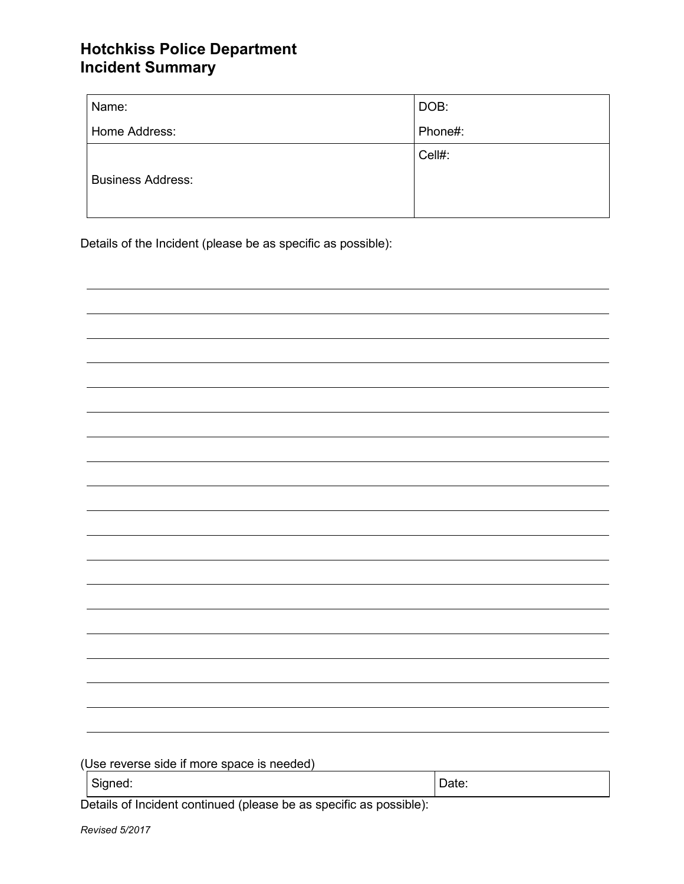# Hotchkiss Police Department
## Incident Summary

| Name: | DOB: |
|---|---|
| Home Address: | Phone#: |
| Business Address: | Cell#: |

Details of the Incident (please be as specific as possible):

(Use reverse side if more space is needed)

| Signed: | Date: |
|---|---|

Details of Incident continued (please be as specific as possible):

*Revised 5/2017*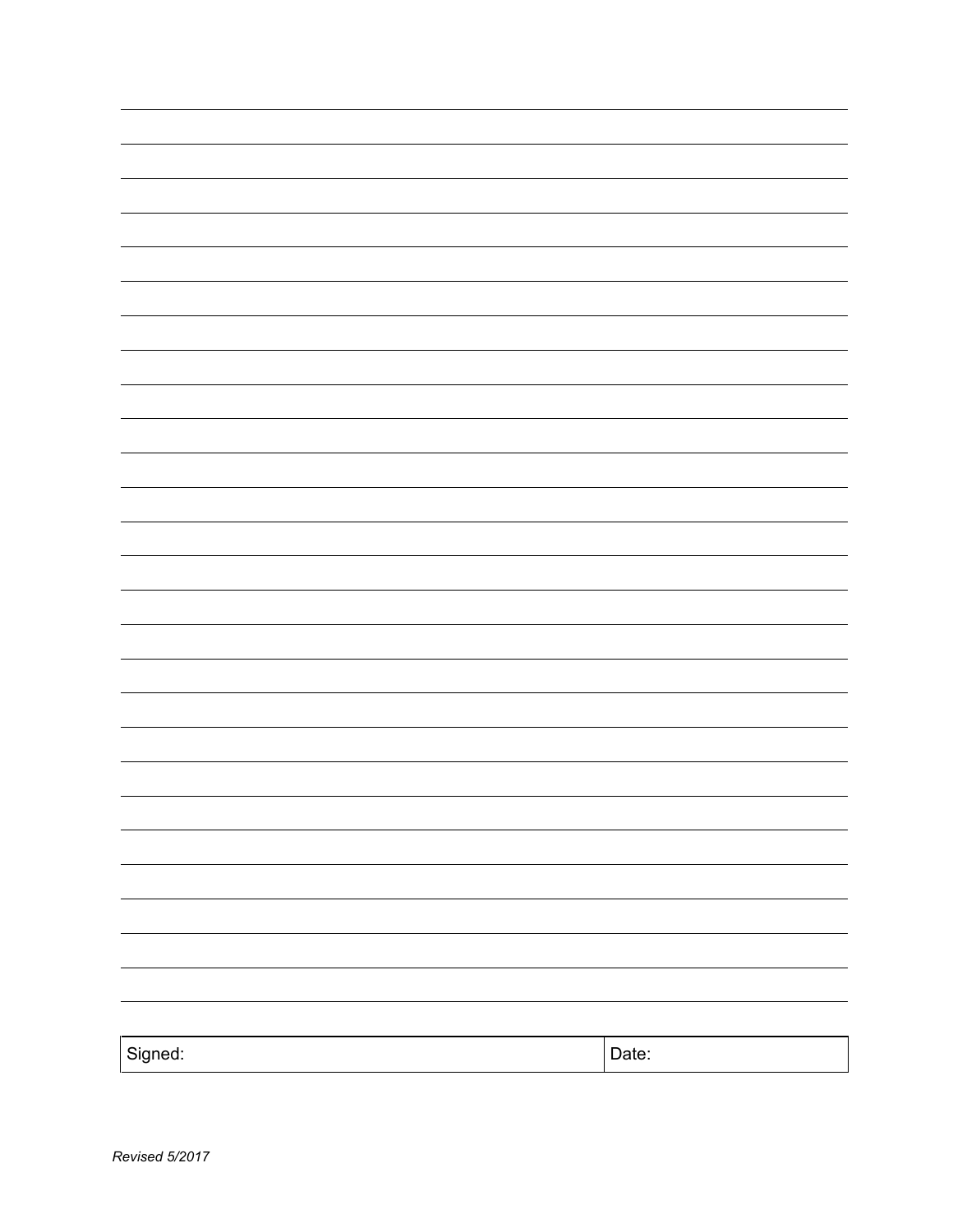| Signed: | Date: |
|---|---|

*Revised 5/2017*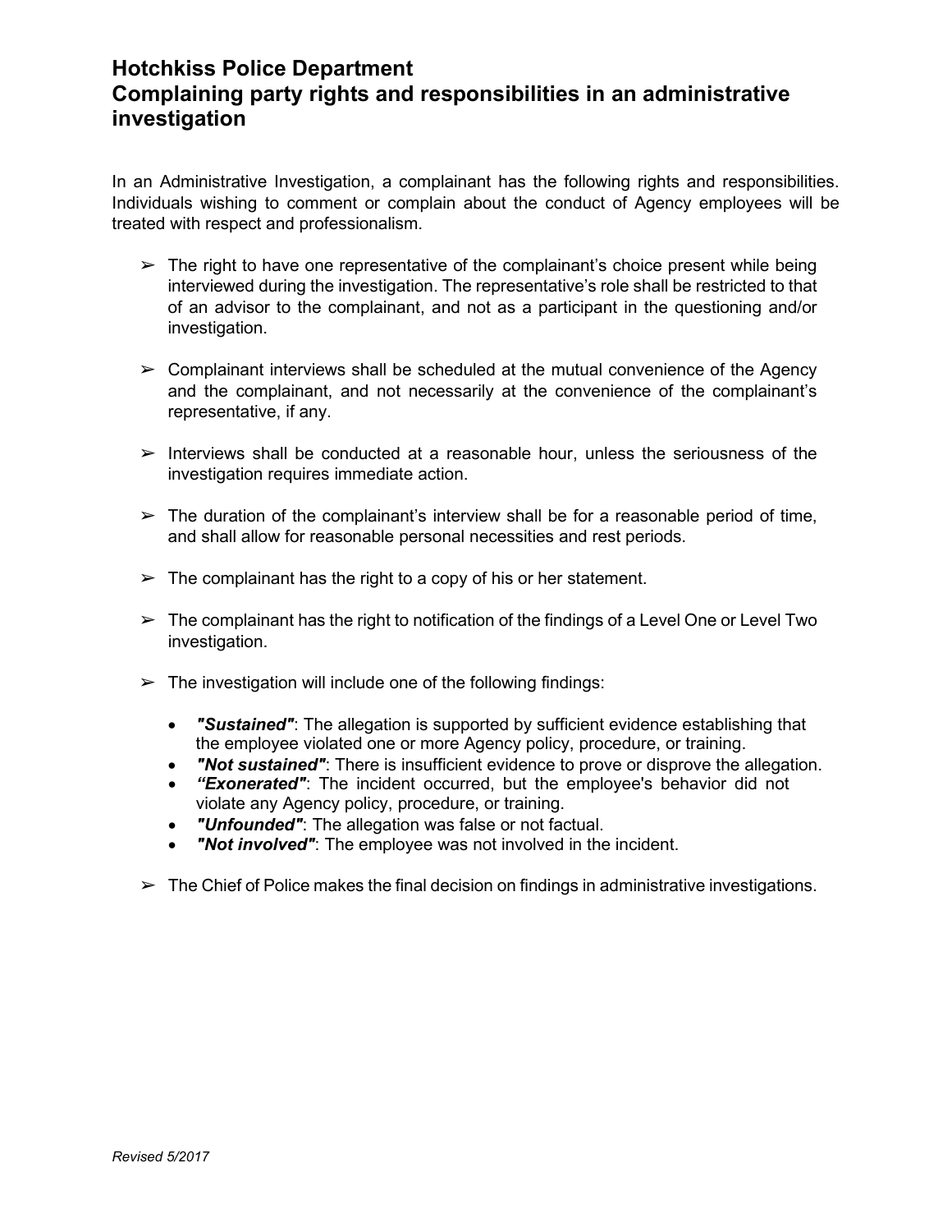# Hotchkiss Police Department
# Complaining party rights and responsibilities in an administrative investigation

In an Administrative Investigation, a complainant has the following rights and responsibilities. Individuals wishing to comment or complain about the conduct of Agency employees will be treated with respect and professionalism.

- ➢ The right to have one representative of the complainant's choice present while being interviewed during the investigation. The representative's role shall be restricted to that of an advisor to the complainant, and not as a participant in the questioning and/or investigation.

- ➢ Complainant interviews shall be scheduled at the mutual convenience of the Agency and the complainant, and not necessarily at the convenience of the complainant's representative, if any.

- ➢ Interviews shall be conducted at a reasonable hour, unless the seriousness of the investigation requires immediate action.

- ➢ The duration of the complainant's interview shall be for a reasonable period of time, and shall allow for reasonable personal necessities and rest periods.

- ➢ The complainant has the right to a copy of his or her statement.

- ➢ The complainant has the right to notification of the findings of a Level One or Level Two investigation.

- ➢ The investigation will include one of the following findings:

  - ***"Sustained"***: The allegation is supported by sufficient evidence establishing that the employee violated one or more Agency policy, procedure, or training.
  - ***"Not sustained"***: There is insufficient evidence to prove or disprove the allegation.
  - ***"Exonerated"***: The incident occurred, but the employee's behavior did not violate any Agency policy, procedure, or training.
  - ***"Unfounded"***: The allegation was false or not factual.
  - ***"Not involved"***: The employee was not involved in the incident.

- ➢ The Chief of Police makes the final decision on findings in administrative investigations.

*Revised 5/2017*